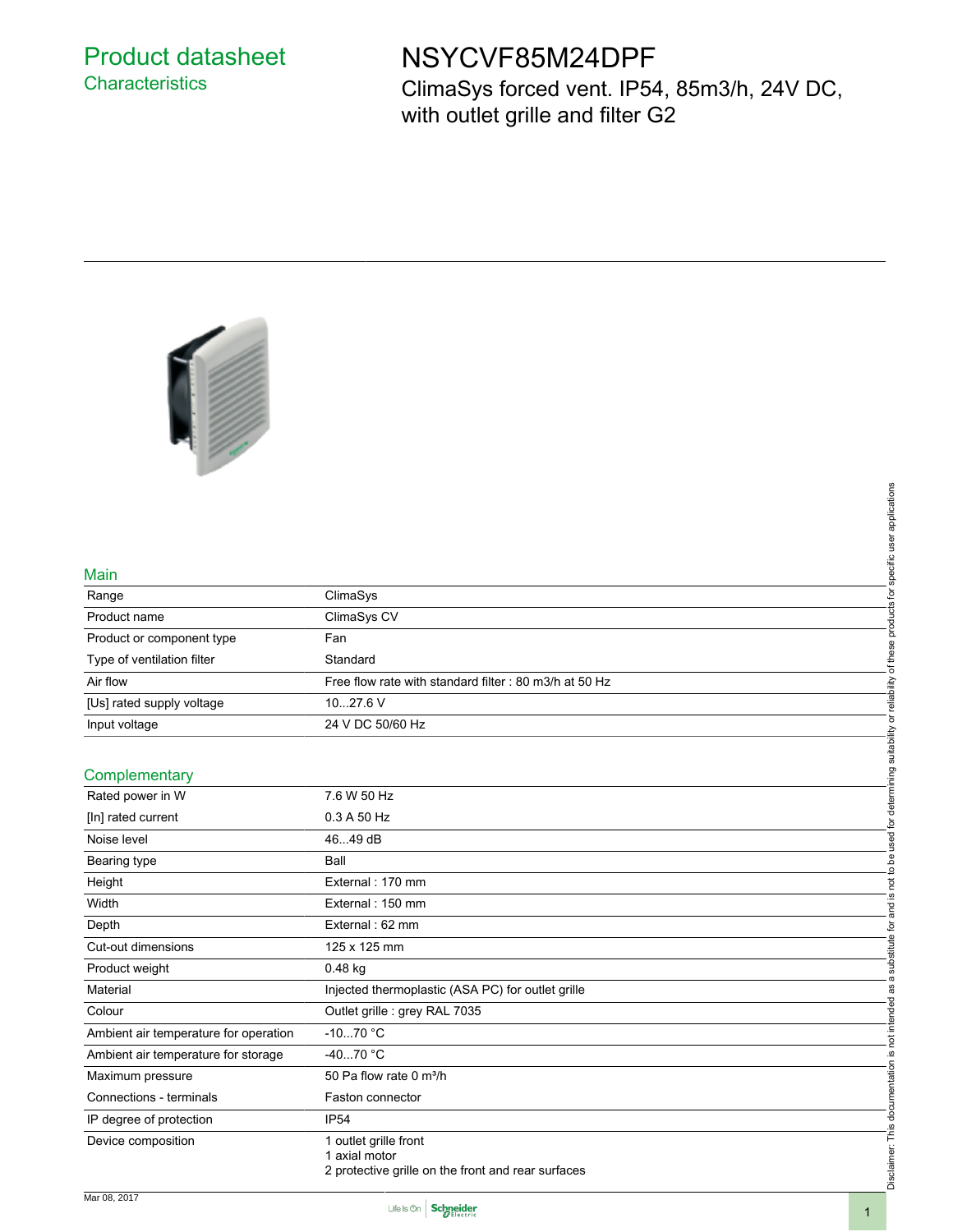# Product datasheet

## Characteristics

# NSYCVF85M24DPF

ClimaSys forced vent. IP54, 85m3/h, 24V DC, with outlet grille and filter G2

## Main

| | |
|---|---|
| Range | ClimaSys |
| Product name | ClimaSys CV |
| Product or component type | Fan |
| Type of ventilation filter | Standard |
| Air flow | Free flow rate with standard filter : 80 m3/h at 50 Hz |
| [Us] rated supply voltage | 10...27.6 V |
| Input voltage | 24 V DC 50/60 Hz |

## Complementary

| | |
|---|---|
| Rated power in W | 7.6 W 50 Hz |
| [In] rated current | 0.3 A 50 Hz |
| Noise level | 46...49 dB |
| Bearing type | Ball |
| Height | External : 170 mm |
| Width | External : 150 mm |
| Depth | External : 62 mm |
| Cut-out dimensions | 125 x 125 mm |
| Product weight | 0.48 kg |
| Material | Injected thermoplastic (ASA PC) for outlet grille |
| Colour | Outlet grille : grey RAL 7035 |
| Ambient air temperature for operation | -10...70 °C |
| Ambient air temperature for storage | -40...70 °C |
| Maximum pressure | 50 Pa flow rate 0 m³/h |
| Connections - terminals | Faston connector |
| IP degree of protection | IP54 |
| Device composition | 1 outlet grille front<br>1 axial motor<br>2 protective grille on the front and rear surfaces |

Disclaimer: This documentation is not intended as a substitute for and is not to be used for determining suitability or reliability of these products for specific user applications

Mar 08, 2017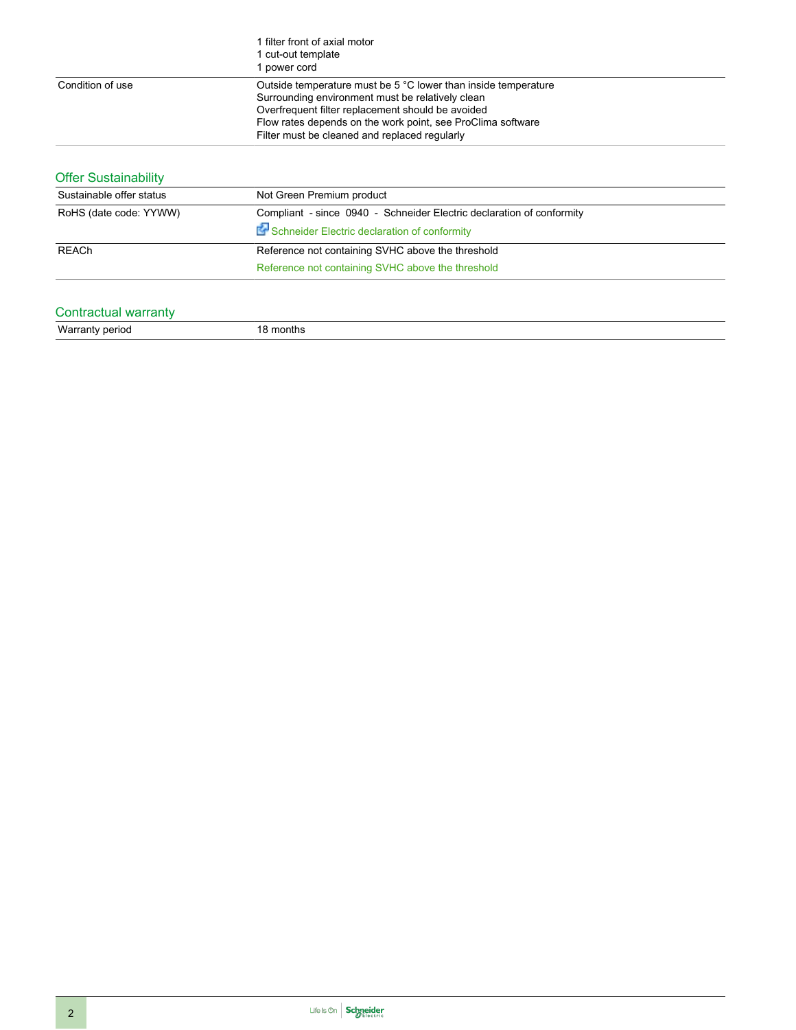| | |
|---|---|
| | 1 filter front of axial motor<br>1 cut-out template<br>1 power cord |
| Condition of use | Outside temperature must be 5 °C lower than inside temperature<br>Surrounding environment must be relatively clean<br>Overfrequent filter replacement should be avoided<br>Flow rates depends on the work point, see ProClima software<br>Filter must be cleaned and replaced regularly |

## Offer Sustainability

| | |
|---|---|
| Sustainable offer status | Not Green Premium product |
| RoHS (date code: YYWW) | Compliant - since 0940 - Schneider Electric declaration of conformity<br>Schneider Electric declaration of conformity |
| REACh | Reference not containing SVHC above the threshold<br>Reference not containing SVHC above the threshold |

## Contractual warranty

| | |
|---|---|
| Warranty period | 18 months |